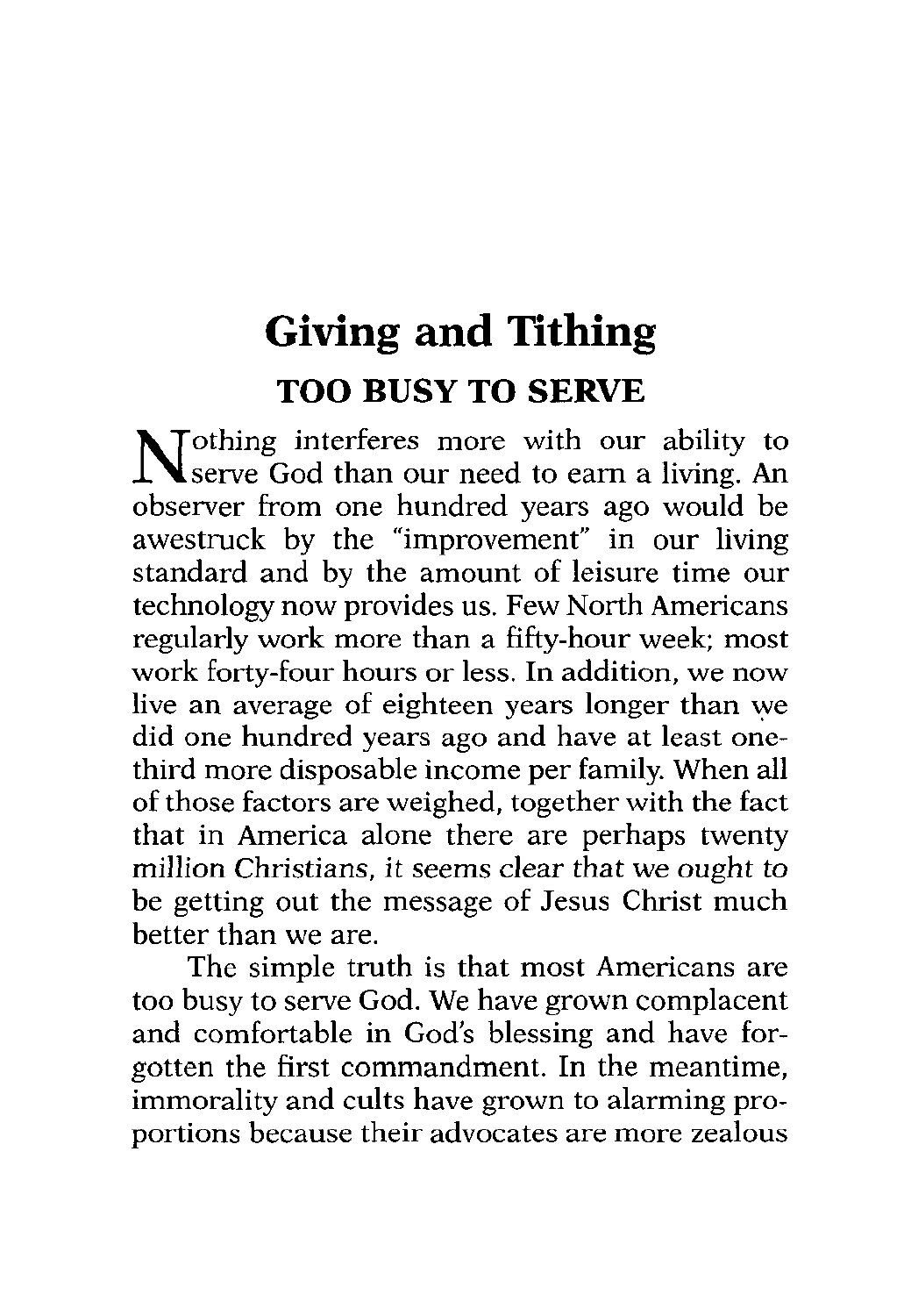# Giving and Tithing

## TOO BUSY TO SERVE

Nothing interferes more with our ability to serve God than our need to earn a living. An observer from one hundred years ago would be awestruck by the "improvement" in our living standard and by the amount of leisure time our technology now provides us. Few North Americans regularly work more than a fifty-hour week; most work forty-four hours or less. In addition, we now live an average of eighteen years longer than we did one hundred years ago and have at least one-third more disposable income per family. When all of those factors are weighed, together with the fact that in America alone there are perhaps twenty *million Christians, it seems clear that we ought to* be getting out the message of Jesus Christ much better than we are.

The simple truth is that most Americans are too busy to serve God. We have grown complacent and comfortable in God's blessing and have forgotten the first commandment. In the meantime, immorality and cults have grown to alarming proportions because their advocates are more zealous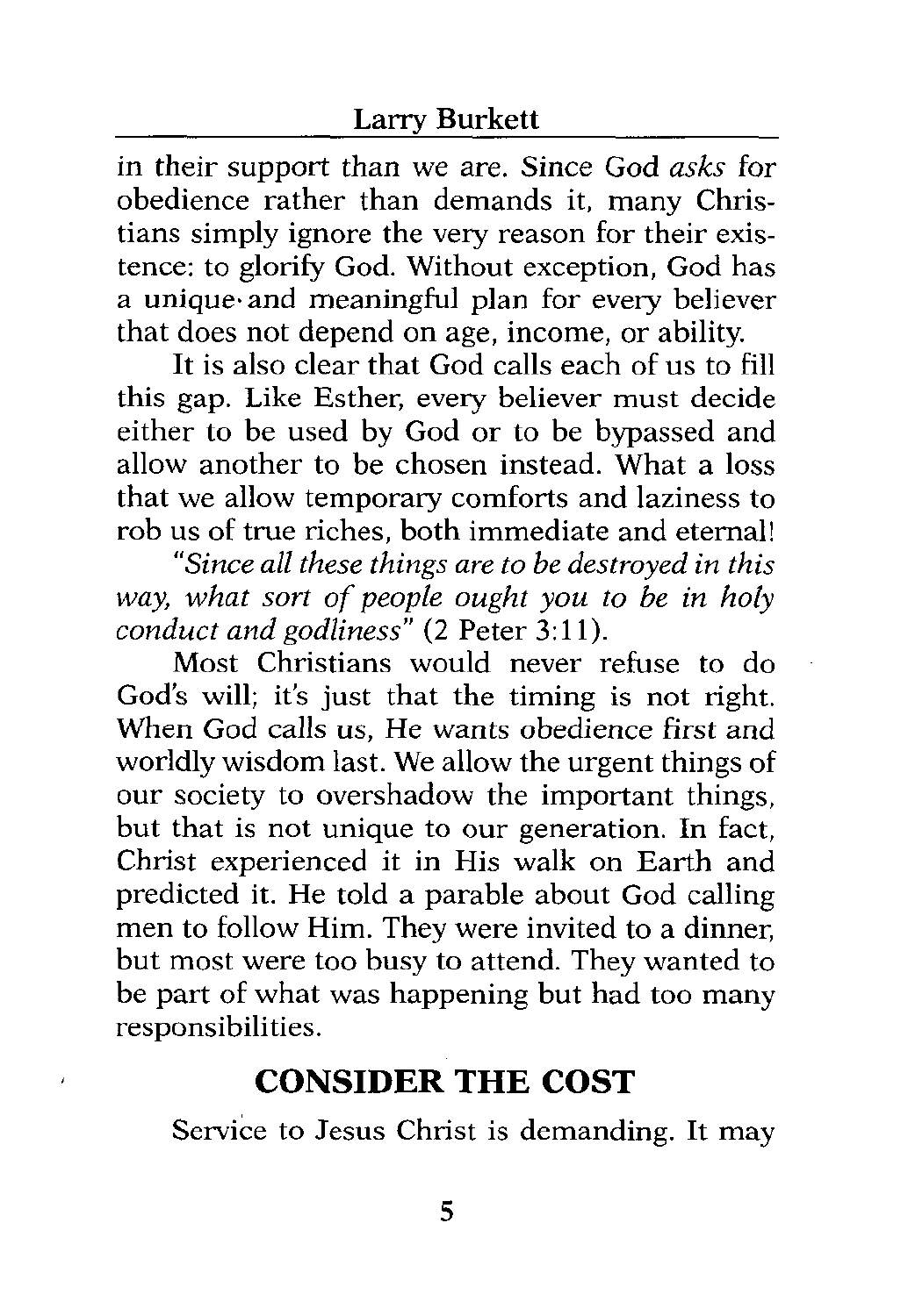in their support than we are. Since God *asks* for obedience rather than demands it, many Christians simply ignore the very reason for their existence: to glorify God. Without exception, God has a unique and meaningful plan for every believer that does not depend on age, income, or ability.

It is also clear that God calls each of us to fill this gap. Like Esther, every believer must decide either to be used by God or to be bypassed and allow another to be chosen instead. What a loss that we allow temporary comforts and laziness to rob us of true riches, both immediate and eternal!

*"Since all these things are to be destroyed in this way, what sort of people ought you to be in holy conduct and godliness"* (2 Peter 3:11).

Most Christians would never refuse to do God's will; it's just that the timing is not right. When God calls us, He wants obedience first and worldly wisdom last. We allow the urgent things of our society to overshadow the important things, but that is not unique to our generation. In fact, Christ experienced it in His walk on Earth and predicted it. He told a parable about God calling men to follow Him. They were invited to a dinner, but most were too busy to attend. They wanted to be part of what was happening but had too many responsibilities.

## CONSIDER THE COST

Service to Jesus Christ is demanding. It may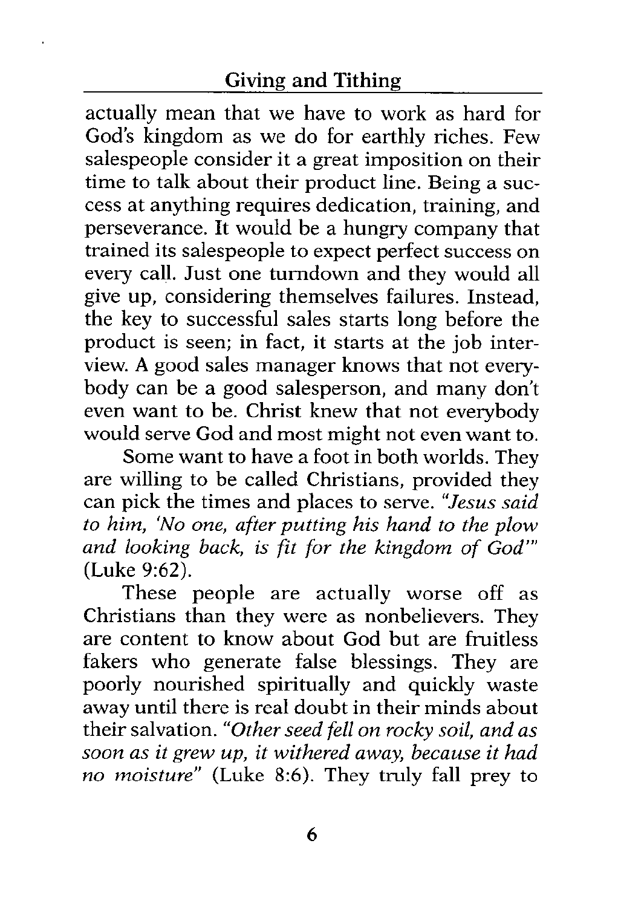actually mean that we have to work as hard for God's kingdom as we do for earthly riches. Few salespeople consider it a great imposition on their time to talk about their product line. Being a success at anything requires dedication, training, and perseverance. It would be a hungry company that trained its salespeople to expect perfect success on every call. Just one turndown and they would all give up, considering themselves failures. Instead, the key to successful sales starts long before the product is seen; in fact, it starts at the job interview. A good sales manager knows that not everybody can be a good salesperson, and many don't even want to be. Christ knew that not everybody would serve God and most might not even want to.

Some want to have a foot in both worlds. They are willing to be called Christians, provided they can pick the times and places to serve. *"Jesus said to him, 'No one, after putting his hand to the plow and looking back, is fit for the kingdom of God'"* (Luke 9:62).

These people are actually worse off as Christians than they were as nonbelievers. They are content to know about God but are fruitless fakers who generate false blessings. They are poorly nourished spiritually and quickly waste away until there is real doubt in their minds about their salvation. *"Other seed fell on rocky soil, and as soon as it grew up, it withered away, because it had no moisture"* (Luke 8:6). They truly fall prey to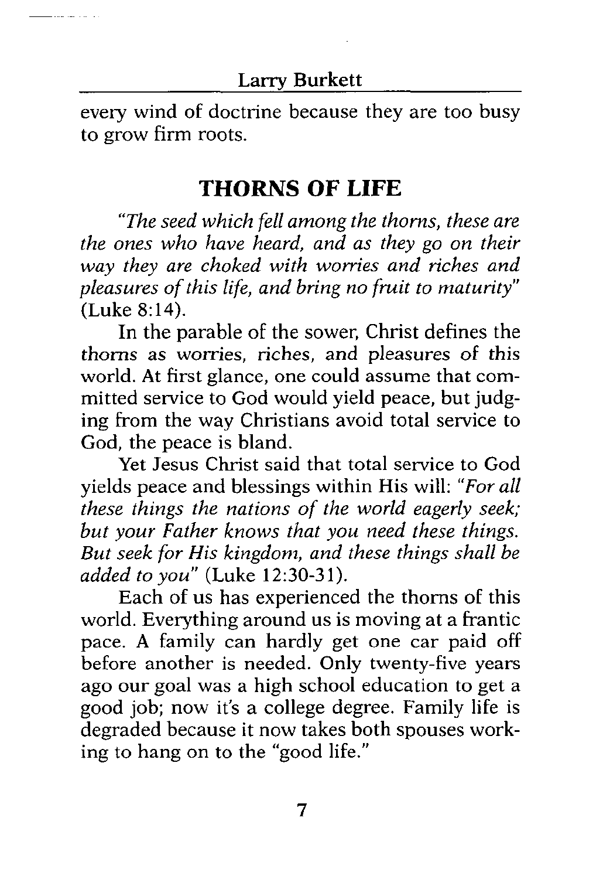every wind of doctrine because they are too busy to grow firm roots.

## THORNS OF LIFE

*"The seed which fell among the thorns, these are the ones who have heard, and as they go on their way they are choked with worries and riches and pleasures of this life, and bring no fruit to maturity"* (Luke 8:14).

In the parable of the sower, Christ defines the thorns as worries, riches, and pleasures of this world. At first glance, one could assume that committed service to God would yield peace, but judging from the way Christians avoid total service to God, the peace is bland.

Yet Jesus Christ said that total service to God yields peace and blessings within His will: *"For all these things the nations of the world eagerly seek; but your Father knows that you need these things. But seek for His kingdom, and these things shall be added to you"* (Luke 12:30-31).

Each of us has experienced the thorns of this world. Everything around us is moving at a frantic pace. A family can hardly get one car paid off before another is needed. Only twenty-five years ago our goal was a high school education to get a good job; now it's a college degree. Family life is degraded because it now takes both spouses working to hang on to the "good life."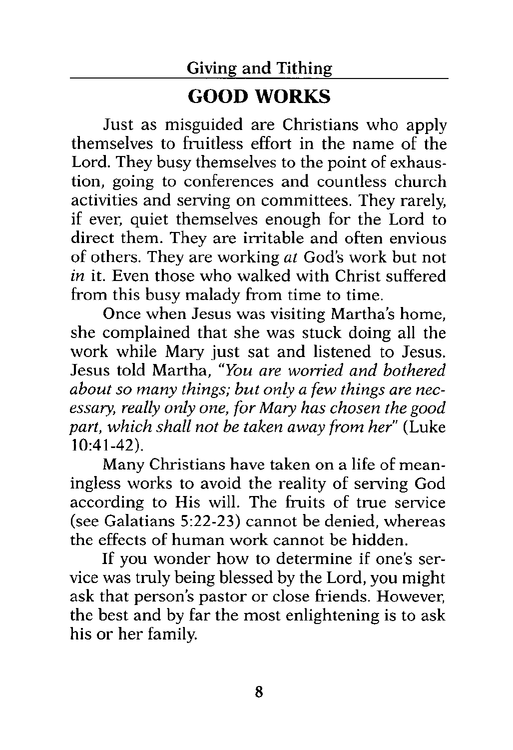## GOOD WORKS

Just as misguided are Christians who apply themselves to fruitless effort in the name of the Lord. They busy themselves to the point of exhaustion, going to conferences and countless church activities and serving on committees. They rarely, if ever, quiet themselves enough for the Lord to direct them. They are irritable and often envious of others. They are working *at* God's work but not *in* it. Even those who walked with Christ suffered from this busy malady from time to time.

Once when Jesus was visiting Martha's home, she complained that she was stuck doing all the work while Mary just sat and listened to Jesus. Jesus told Martha, *"You are worried and bothered about so many things; but only a few things are necessary, really only one, for Mary has chosen the good part, which shall not be taken away from her"* (Luke 10:41-42).

Many Christians have taken on a life of meaningless works to avoid the reality of serving God according to His will. The fruits of true service (see Galatians 5:22-23) cannot be denied, whereas the effects of human work cannot be hidden.

If you wonder how to determine if one's service was truly being blessed by the Lord, you might ask that person's pastor or close friends. However, the best and by far the most enlightening is to ask his or her family.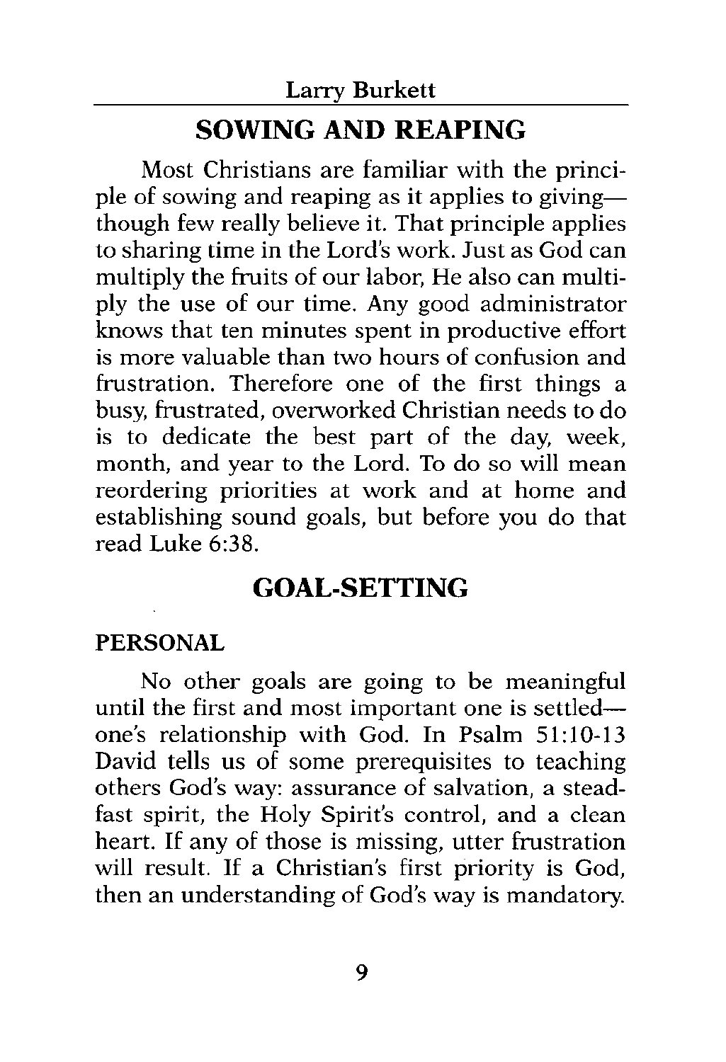## SOWING AND REAPING

Most Christians are familiar with the principle of sowing and reaping as it applies to giving—though few really believe it. That principle applies to sharing time in the Lord's work. Just as God can multiply the fruits of our labor, He also can multiply the use of our time. Any good administrator knows that ten minutes spent in productive effort is more valuable than two hours of confusion and frustration. Therefore one of the first things a busy, frustrated, overworked Christian needs to do is to dedicate the best part of the day, week, month, and year to the Lord. To do so will mean reordering priorities at work and at home and establishing sound goals, but before you do that read Luke 6:38.

## GOAL-SETTING

### PERSONAL

No other goals are going to be meaningful until the first and most important one is settled—one's relationship with God. In Psalm 51:10-13 David tells us of some prerequisites to teaching others God's way: assurance of salvation, a steadfast spirit, the Holy Spirit's control, and a clean heart. If any of those is missing, utter frustration will result. If a Christian's first priority is God, then an understanding of God's way is mandatory.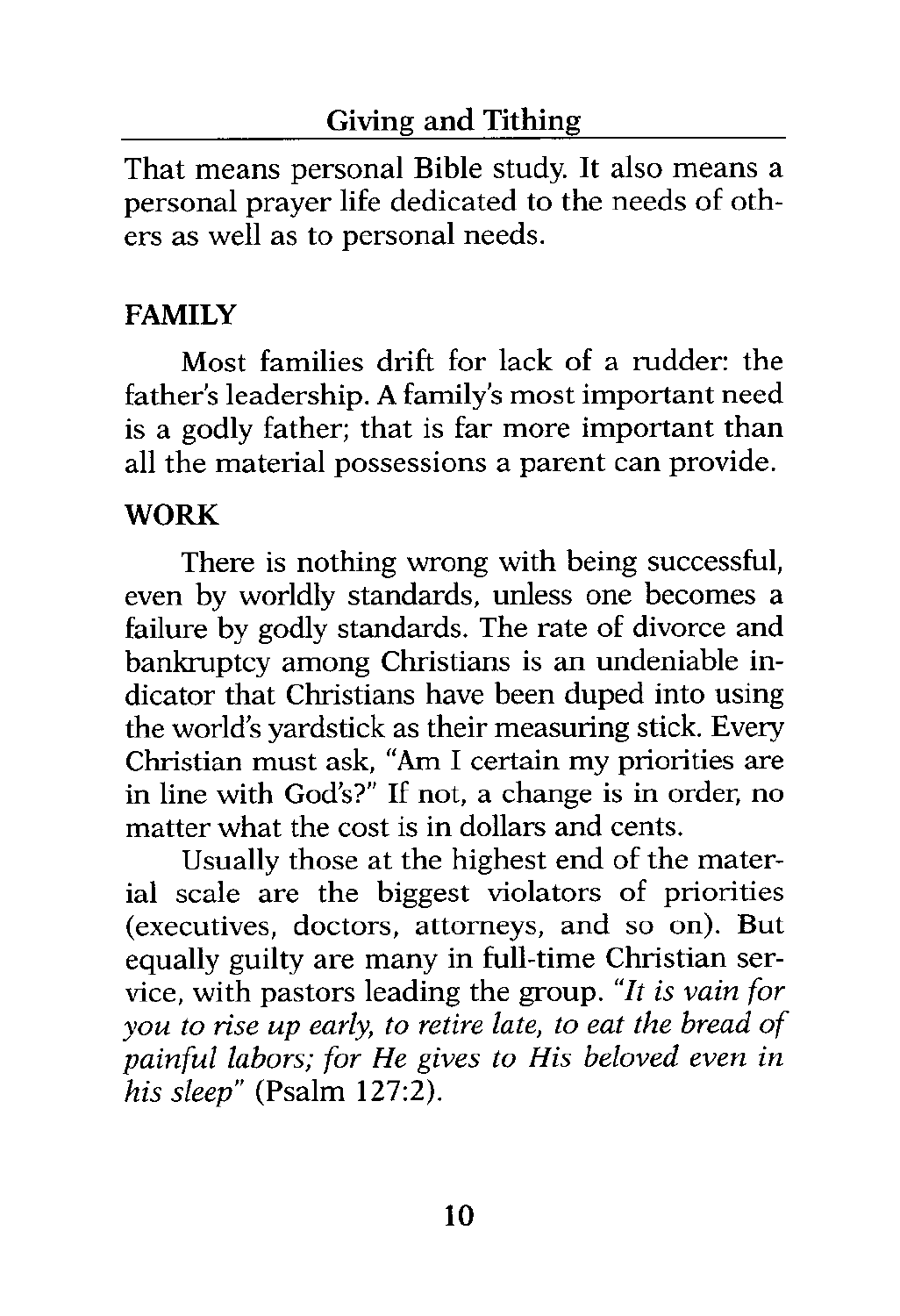That means personal Bible study. It also means a personal prayer life dedicated to the needs of others as well as to personal needs.

## FAMILY

Most families drift for lack of a rudder: the father's leadership. A family's most important need is a godly father; that is far more important than all the material possessions a parent can provide.

## WORK

There is nothing wrong with being successful, even by worldly standards, unless one becomes a failure by godly standards. The rate of divorce and bankruptcy among Christians is an undeniable indicator that Christians have been duped into using the world's yardstick as their measuring stick. Every Christian must ask, "Am I certain my priorities are in line with God's?" If not, a change is in order, no matter what the cost is in dollars and cents.

Usually those at the highest end of the material scale are the biggest violators of priorities (executives, doctors, attorneys, and so on). But equally guilty are many in full-time Christian service, with pastors leading the group. *"It is vain for you to rise up early, to retire late, to eat the bread of painful labors; for He gives to His beloved even in his sleep"* (Psalm 127:2).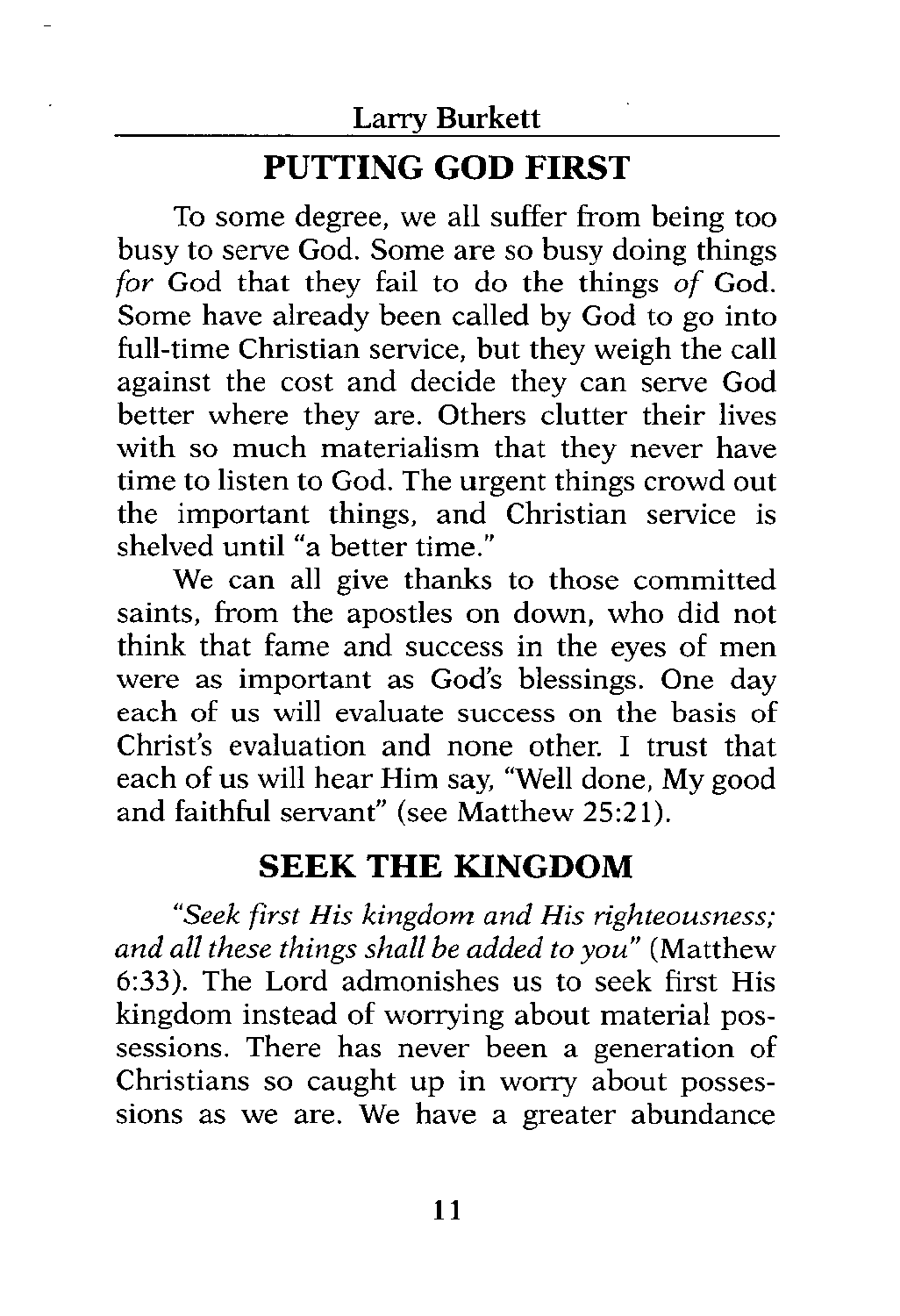## PUTTING GOD FIRST

To some degree, we all suffer from being too busy to serve God. Some are so busy doing things *for* God that they fail to do the things *of* God. Some have already been called by God to go into full-time Christian service, but they weigh the call against the cost and decide they can serve God better where they are. Others clutter their lives with so much materialism that they never have time to listen to God. The urgent things crowd out the important things, and Christian service is shelved until "a better time."

We can all give thanks to those committed saints, from the apostles on down, who did not think that fame and success in the eyes of men were as important as God's blessings. One day each of us will evaluate success on the basis of Christ's evaluation and none other. I trust that each of us will hear Him say, "Well done, My good and faithful servant" (see Matthew 25:21).

## SEEK THE KINGDOM

*"Seek first His kingdom and His righteousness; and all these things shall be added to you"* (Matthew 6:33). The Lord admonishes us to seek first His kingdom instead of worrying about material possessions. There has never been a generation of Christians so caught up in worry about possessions as we are. We have a greater abundance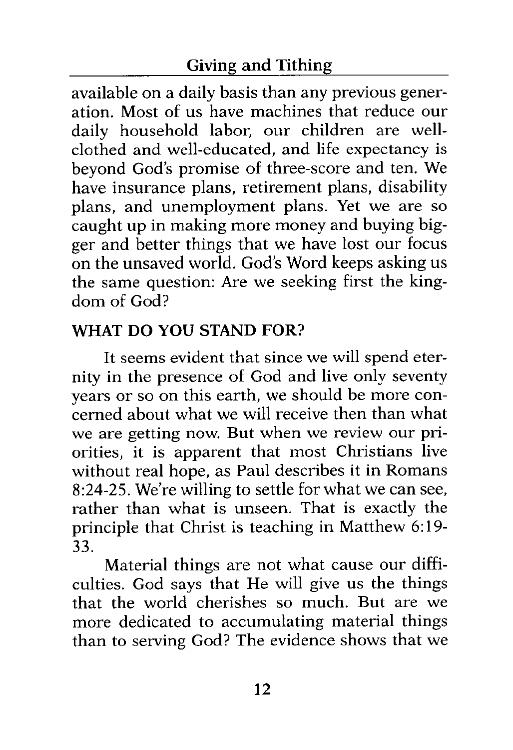available on a daily basis than any previous generation. Most of us have machines that reduce our daily household labor, our children are well-clothed and well-educated, and life expectancy is beyond God's promise of three-score and ten. We have insurance plans, retirement plans, disability plans, and unemployment plans. Yet we are so caught up in making more money and buying bigger and better things that we have lost our focus on the unsaved world. God's Word keeps asking us the same question: Are we seeking first the kingdom of God?

## WHAT DO YOU STAND FOR?

It seems evident that since we will spend eternity in the presence of God and live only seventy years or so on this earth, we should be more concerned about what we will receive then than what we are getting now. But when we review our priorities, it is apparent that most Christians live without real hope, as Paul describes it in Romans 8:24-25. We're willing to settle for what we can see, rather than what is unseen. That is exactly the principle that Christ is teaching in Matthew 6:19-33.

Material things are not what cause our difficulties. God says that He will give us the things that the world cherishes so much. But are we more dedicated to accumulating material things than to serving God? The evidence shows that we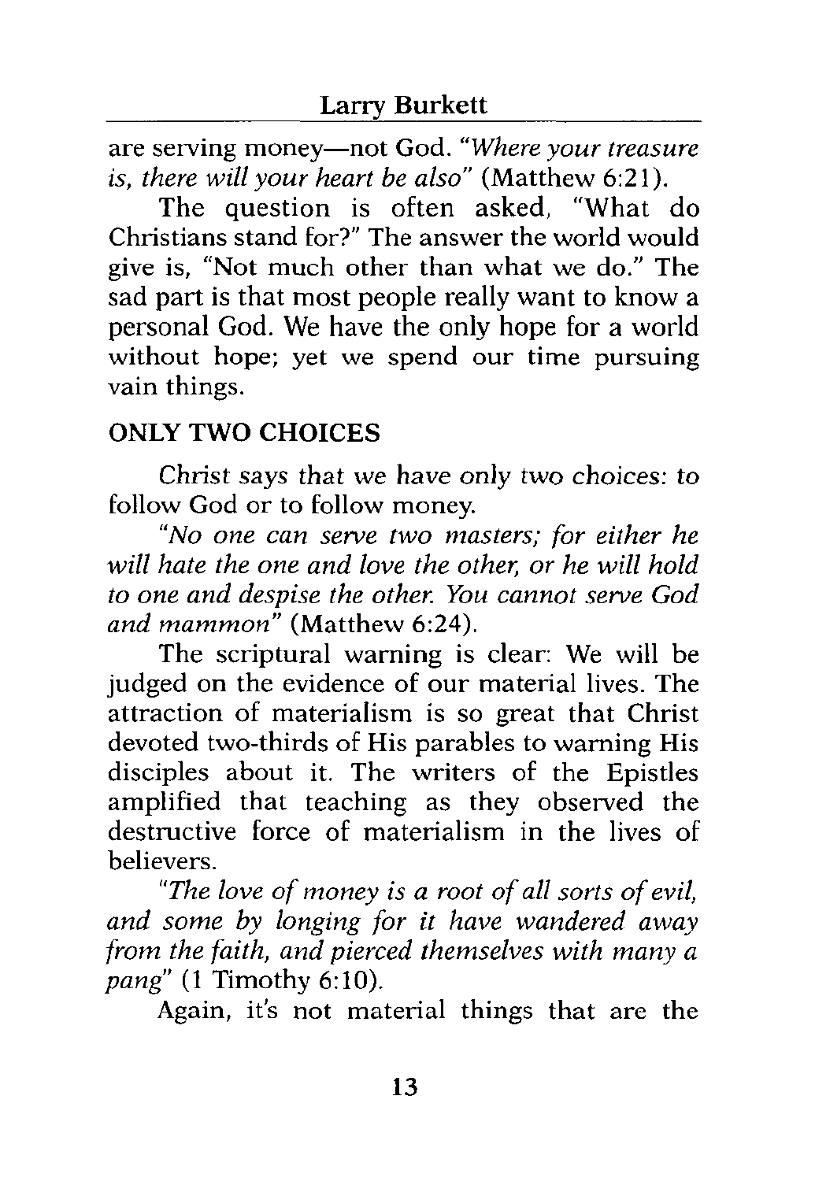are serving money—not God. *"Where your treasure is, there will your heart be also"* (Matthew 6:21).

The question is often asked, "What do Christians stand for?" The answer the world would give is, "Not much other than what we do." The sad part is that most people really want to know a personal God. We have the only hope for a world without hope; yet we spend our time pursuing vain things.

## ONLY TWO CHOICES

Christ says that we have only two choices: to follow God or to follow money.

*"No one can serve two masters; for either he will hate the one and love the other, or he will hold to one and despise the other. You cannot serve God and mammon"* (Matthew 6:24).

The scriptural warning is clear: We will be judged on the evidence of our material lives. The attraction of materialism is so great that Christ devoted two-thirds of His parables to warning His disciples about it. The writers of the Epistles amplified that teaching as they observed the destructive force of materialism in the lives of believers.

*"The love of money is a root of all sorts of evil, and some by longing for it have wandered away from the faith, and pierced themselves with many a pang"* (1 Timothy 6:10).

Again, it's not material things that are the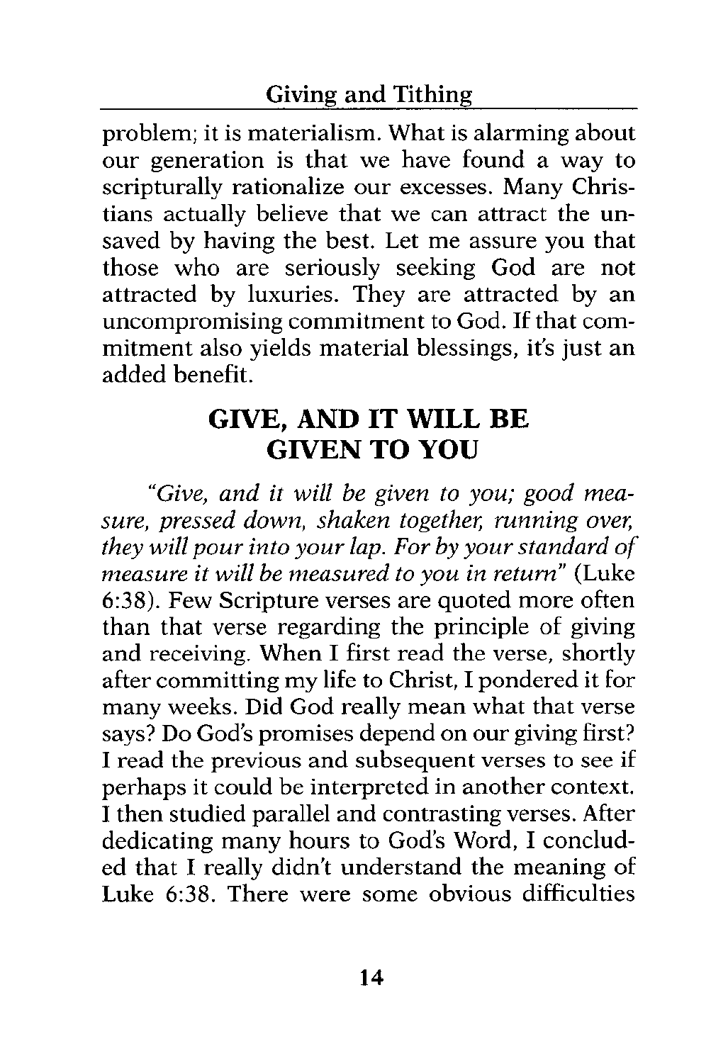problem; it is materialism. What is alarming about our generation is that we have found a way to scripturally rationalize our excesses. Many Christians actually believe that we can attract the unsaved by having the best. Let me assure you that those who are seriously seeking God are not attracted by luxuries. They are attracted by an uncompromising commitment to God. If that commitment also yields material blessings, it's just an added benefit.

## GIVE, AND IT WILL BE GIVEN TO YOU

*"Give, and it will be given to you; good measure, pressed down, shaken together, running over, they will pour into your lap. For by your standard of measure it will be measured to you in return"* (Luke 6:38). Few Scripture verses are quoted more often than that verse regarding the principle of giving and receiving. When I first read the verse, shortly after committing my life to Christ, I pondered it for many weeks. Did God really mean what that verse says? Do God's promises depend on our giving first? I read the previous and subsequent verses to see if perhaps it could be interpreted in another context. I then studied parallel and contrasting verses. After dedicating many hours to God's Word, I concluded that I really didn't understand the meaning of Luke 6:38. There were some obvious difficulties